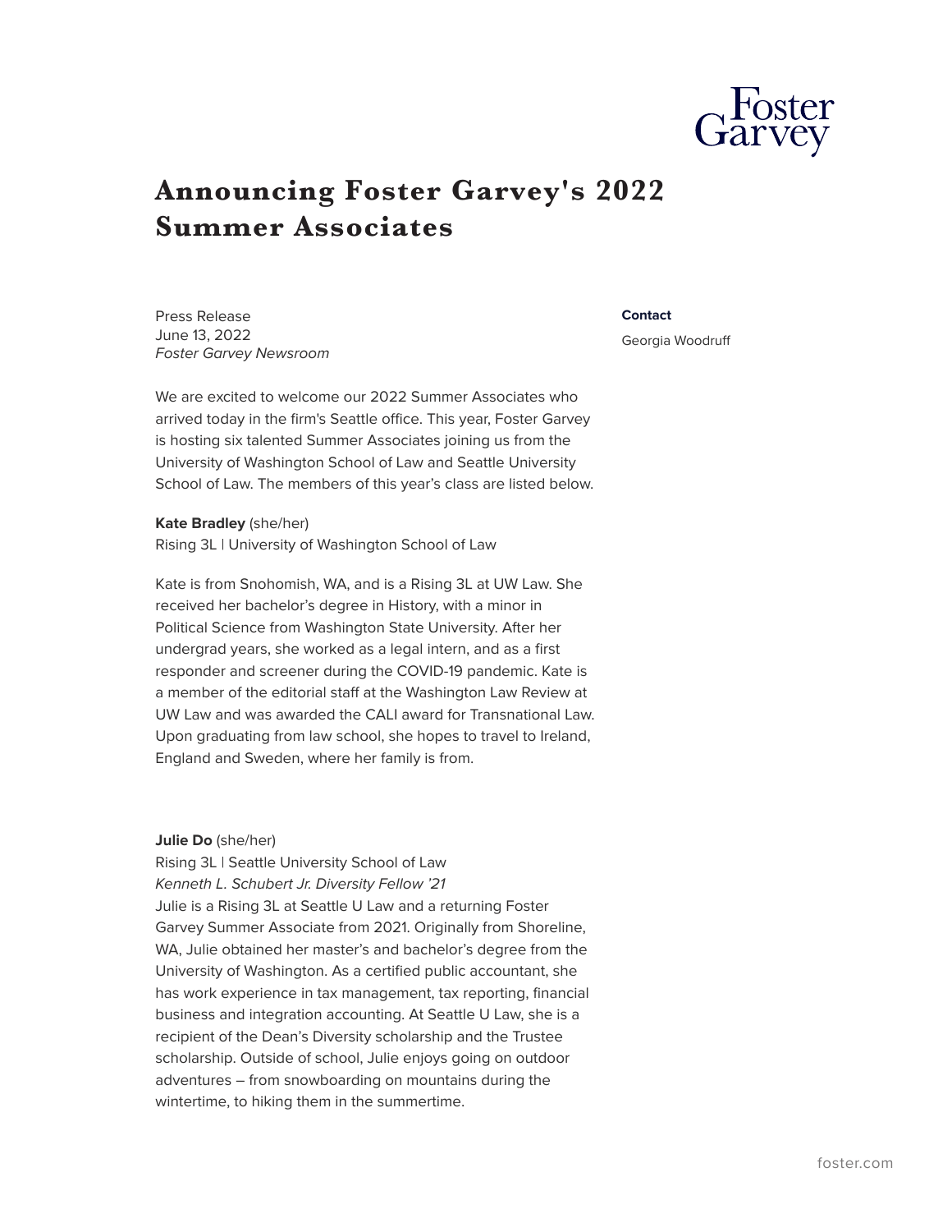# Announcing Foster Garvey's 2022 Summer Associates

Press Release
June 13, 2022
*Foster Garvey Newsroom*

**Contact**

Georgia Woodruff

We are excited to welcome our 2022 Summer Associates who arrived today in the firm's Seattle office. This year, Foster Garvey is hosting six talented Summer Associates joining us from the University of Washington School of Law and Seattle University School of Law. The members of this year's class are listed below.

**Kate Bradley** (she/her)
Rising 3L | University of Washington School of Law

Kate is from Snohomish, WA, and is a Rising 3L at UW Law. She received her bachelor's degree in History, with a minor in Political Science from Washington State University. After her undergrad years, she worked as a legal intern, and as a first responder and screener during the COVID-19 pandemic. Kate is a member of the editorial staff at the Washington Law Review at UW Law and was awarded the CALI award for Transnational Law. Upon graduating from law school, she hopes to travel to Ireland, England and Sweden, where her family is from.

**Julie Do** (she/her)
Rising 3L | Seattle University School of Law
*Kenneth L. Schubert Jr. Diversity Fellow '21*
Julie is a Rising 3L at Seattle U Law and a returning Foster Garvey Summer Associate from 2021. Originally from Shoreline, WA, Julie obtained her master's and bachelor's degree from the University of Washington. As a certified public accountant, she has work experience in tax management, tax reporting, financial business and integration accounting. At Seattle U Law, she is a recipient of the Dean's Diversity scholarship and the Trustee scholarship. Outside of school, Julie enjoys going on outdoor adventures – from snowboarding on mountains during the wintertime, to hiking them in the summertime.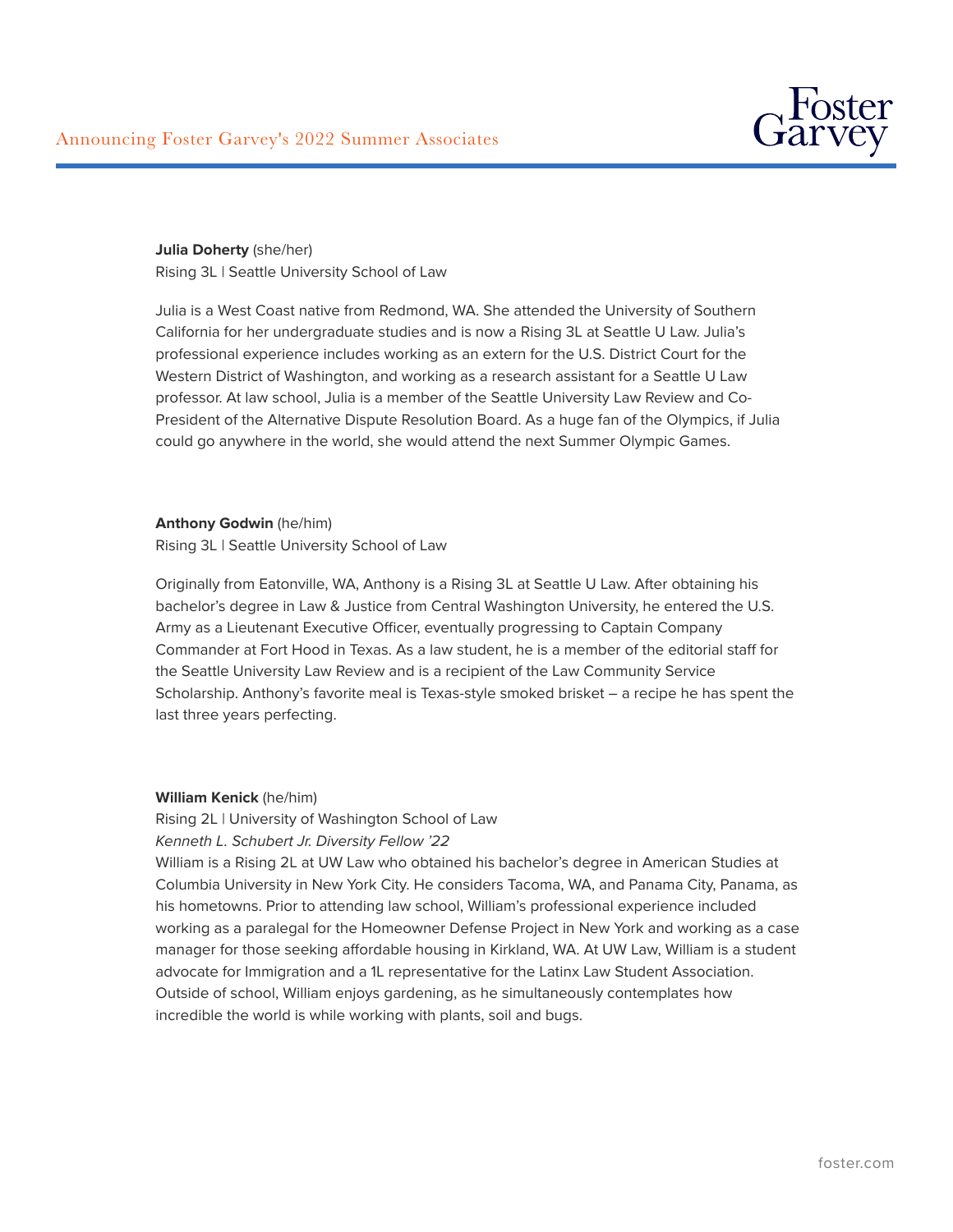**Julia Doherty** (she/her)
Rising 3L | Seattle University School of Law

Julia is a West Coast native from Redmond, WA. She attended the University of Southern California for her undergraduate studies and is now a Rising 3L at Seattle U Law. Julia's professional experience includes working as an extern for the U.S. District Court for the Western District of Washington, and working as a research assistant for a Seattle U Law professor. At law school, Julia is a member of the Seattle University Law Review and Co-President of the Alternative Dispute Resolution Board. As a huge fan of the Olympics, if Julia could go anywhere in the world, she would attend the next Summer Olympic Games.

**Anthony Godwin** (he/him)
Rising 3L | Seattle University School of Law

Originally from Eatonville, WA, Anthony is a Rising 3L at Seattle U Law. After obtaining his bachelor's degree in Law & Justice from Central Washington University, he entered the U.S. Army as a Lieutenant Executive Officer, eventually progressing to Captain Company Commander at Fort Hood in Texas. As a law student, he is a member of the editorial staff for the Seattle University Law Review and is a recipient of the Law Community Service Scholarship. Anthony's favorite meal is Texas-style smoked brisket – a recipe he has spent the last three years perfecting.

**William Kenick** (he/him)
Rising 2L | University of Washington School of Law
*Kenneth L. Schubert Jr. Diversity Fellow '22*
William is a Rising 2L at UW Law who obtained his bachelor's degree in American Studies at Columbia University in New York City. He considers Tacoma, WA, and Panama City, Panama, as his hometowns. Prior to attending law school, William's professional experience included working as a paralegal for the Homeowner Defense Project in New York and working as a case manager for those seeking affordable housing in Kirkland, WA. At UW Law, William is a student advocate for Immigration and a 1L representative for the Latinx Law Student Association. Outside of school, William enjoys gardening, as he simultaneously contemplates how incredible the world is while working with plants, soil and bugs.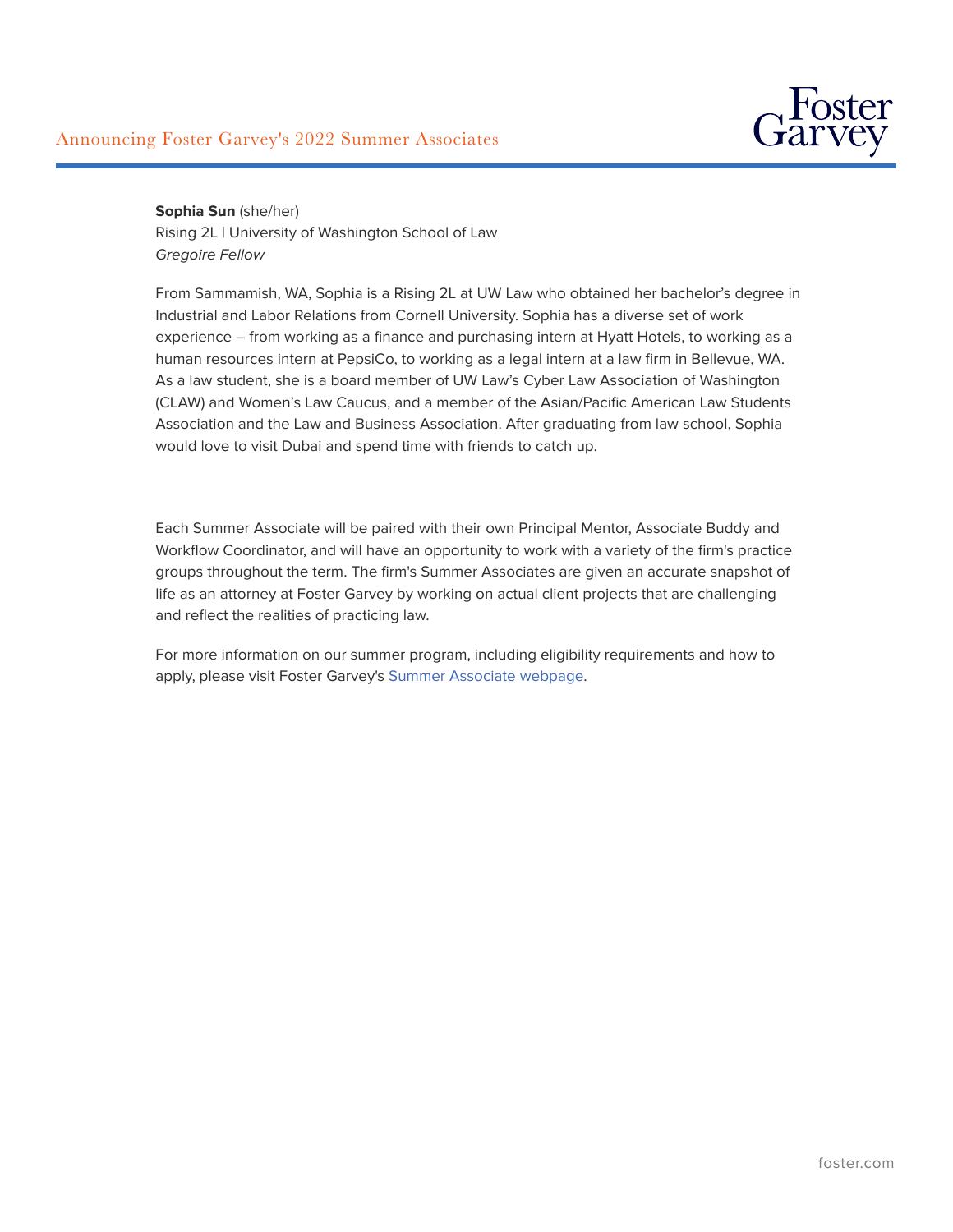**Sophia Sun** (she/her)
Rising 2L | University of Washington School of Law
*Gregoire Fellow*

From Sammamish, WA, Sophia is a Rising 2L at UW Law who obtained her bachelor's degree in Industrial and Labor Relations from Cornell University. Sophia has a diverse set of work experience – from working as a finance and purchasing intern at Hyatt Hotels, to working as a human resources intern at PepsiCo, to working as a legal intern at a law firm in Bellevue, WA. As a law student, she is a board member of UW Law's Cyber Law Association of Washington (CLAW) and Women's Law Caucus, and a member of the Asian/Pacific American Law Students Association and the Law and Business Association. After graduating from law school, Sophia would love to visit Dubai and spend time with friends to catch up.

Each Summer Associate will be paired with their own Principal Mentor, Associate Buddy and Workflow Coordinator, and will have an opportunity to work with a variety of the firm's practice groups throughout the term. The firm's Summer Associates are given an accurate snapshot of life as an attorney at Foster Garvey by working on actual client projects that are challenging and reflect the realities of practicing law.

For more information on our summer program, including eligibility requirements and how to apply, please visit Foster Garvey's Summer Associate webpage.